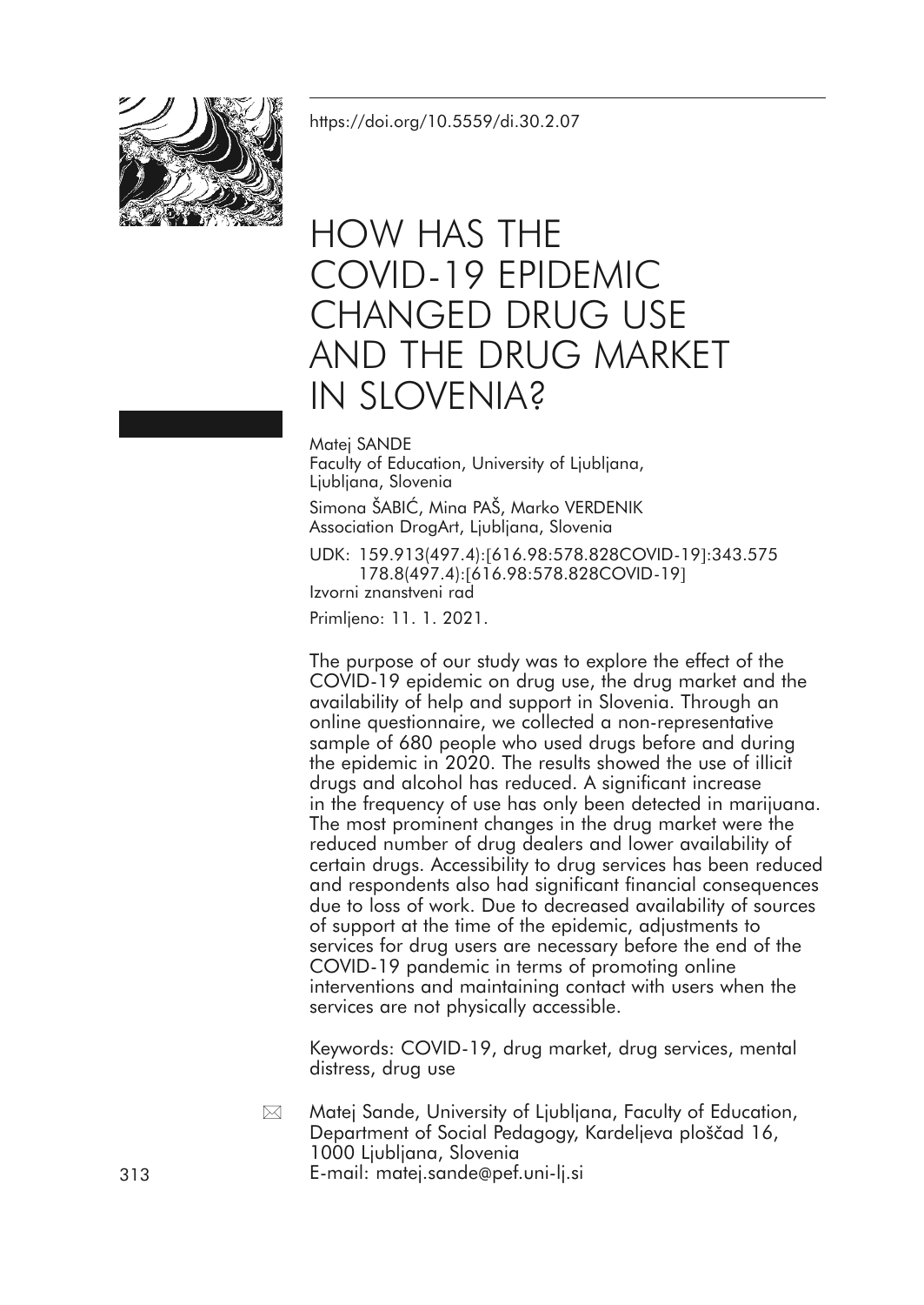https://doi.org/10.5559/di.30.2.07

# HOW HAS THE COVID-19 EPIDEMIC CHANGED DRUG USE AND THE DRUG MARKET IN SLOVENIA?

Matej SANDE
Faculty of Education, University of Ljubljana, Ljubljana, Slovenia

Simona ŠABIĆ, Mina PAŠ, Marko VERDENIK
Association DrogArt, Ljubljana, Slovenia

UDK: 159.913(497.4):[616.98:578.828COVID-19]:343.575
178.8(497.4):[616.98:578.828COVID-19]
Izvorni znanstveni rad

Primljeno: 11. 1. 2021.

The purpose of our study was to explore the effect of the COVID-19 epidemic on drug use, the drug market and the availability of help and support in Slovenia. Through an online questionnaire, we collected a non-representative sample of 680 people who used drugs before and during the epidemic in 2020. The results showed the use of illicit drugs and alcohol has reduced. A significant increase in the frequency of use has only been detected in marijuana. The most prominent changes in the drug market were the reduced number of drug dealers and lower availability of certain drugs. Accessibility to drug services has been reduced and respondents also had significant financial consequences due to loss of work. Due to decreased availability of sources of support at the time of the epidemic, adjustments to services for drug users are necessary before the end of the COVID-19 pandemic in terms of promoting online interventions and maintaining contact with users when the services are not physically accessible.

Keywords: COVID-19, drug market, drug services, mental distress, drug use

Matej Sande, University of Ljubljana, Faculty of Education, Department of Social Pedagogy, Kardeljeva ploščad 16, 1000 Ljubljana, Slovenia
E-mail: matej.sande@pef.uni-lj.si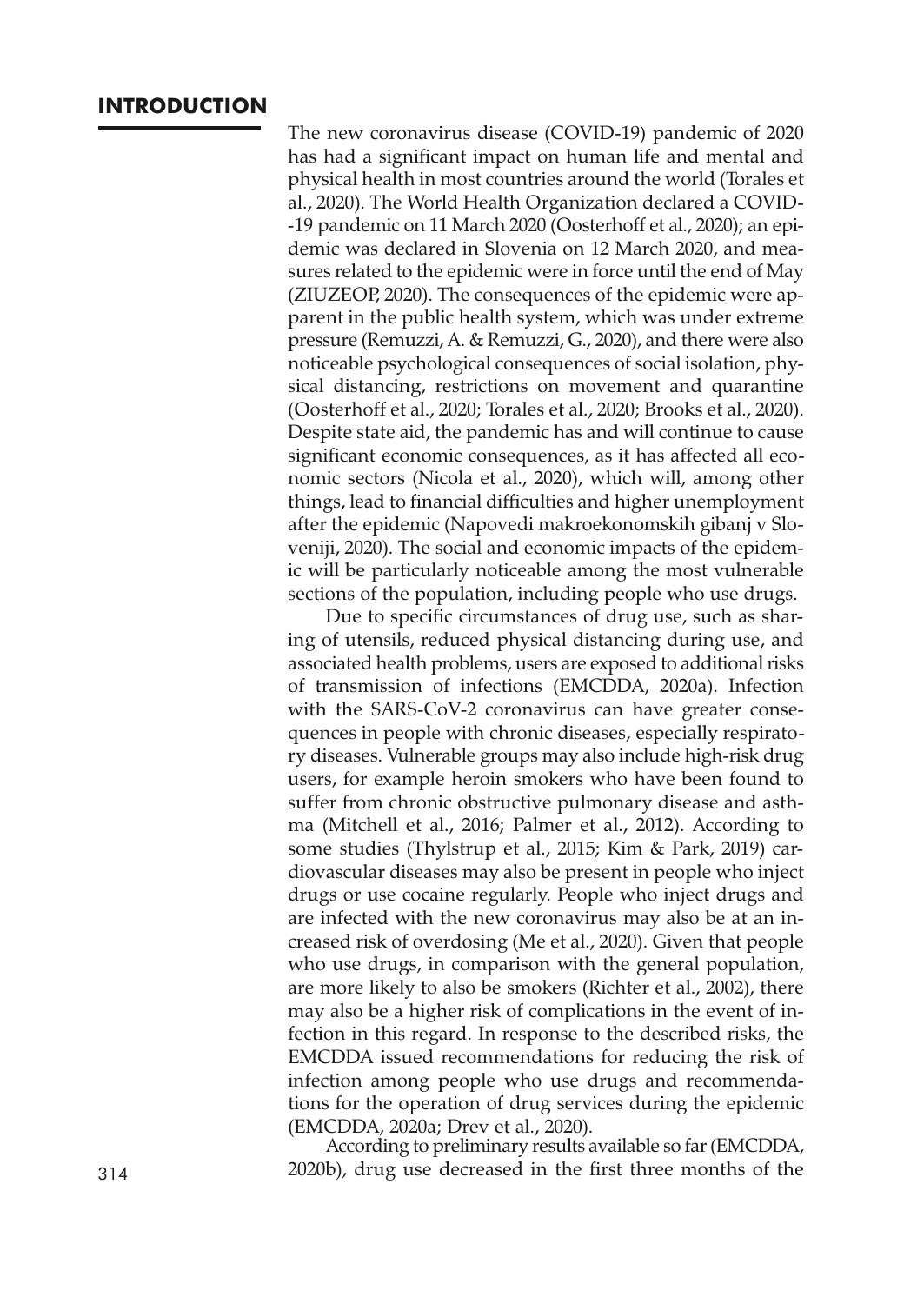## INTRODUCTION

The new coronavirus disease (COVID-19) pandemic of 2020 has had a significant impact on human life and mental and physical health in most countries around the world (Torales et al., 2020). The World Health Organization declared a COVID-19 pandemic on 11 March 2020 (Oosterhoff et al., 2020); an epidemic was declared in Slovenia on 12 March 2020, and measures related to the epidemic were in force until the end of May (ZIUZEOP, 2020). The consequences of the epidemic were apparent in the public health system, which was under extreme pressure (Remuzzi, A. & Remuzzi, G., 2020), and there were also noticeable psychological consequences of social isolation, physical distancing, restrictions on movement and quarantine (Oosterhoff et al., 2020; Torales et al., 2020; Brooks et al., 2020). Despite state aid, the pandemic has and will continue to cause significant economic consequences, as it has affected all economic sectors (Nicola et al., 2020), which will, among other things, lead to financial difficulties and higher unemployment after the epidemic (Napovedi makroekonomskih gibanj v Sloveniji, 2020). The social and economic impacts of the epidemic will be particularly noticeable among the most vulnerable sections of the population, including people who use drugs.

Due to specific circumstances of drug use, such as sharing of utensils, reduced physical distancing during use, and associated health problems, users are exposed to additional risks of transmission of infections (EMCDDA, 2020a). Infection with the SARS-CoV-2 coronavirus can have greater consequences in people with chronic diseases, especially respiratory diseases. Vulnerable groups may also include high-risk drug users, for example heroin smokers who have been found to suffer from chronic obstructive pulmonary disease and asthma (Mitchell et al., 2016; Palmer et al., 2012). According to some studies (Thylstrup et al., 2015; Kim & Park, 2019) cardiovascular diseases may also be present in people who inject drugs or use cocaine regularly. People who inject drugs and are infected with the new coronavirus may also be at an increased risk of overdosing (Me et al., 2020). Given that people who use drugs, in comparison with the general population, are more likely to also be smokers (Richter et al., 2002), there may also be a higher risk of complications in the event of infection in this regard. In response to the described risks, the EMCDDA issued recommendations for reducing the risk of infection among people who use drugs and recommendations for the operation of drug services during the epidemic (EMCDDA, 2020a; Drev et al., 2020).

According to preliminary results available so far (EMCDDA, 2020b), drug use decreased in the first three months of the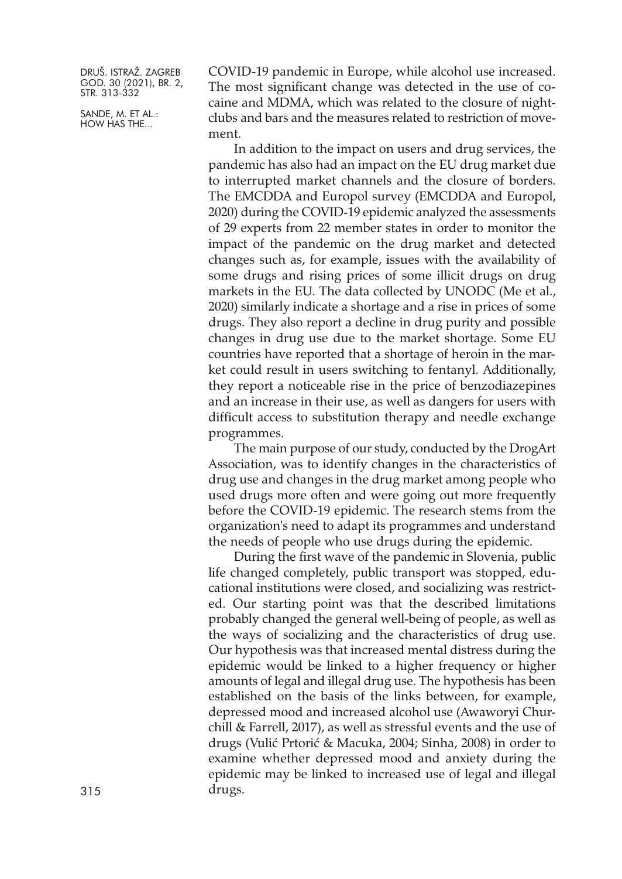COVID-19 pandemic in Europe, while alcohol use increased. The most significant change was detected in the use of cocaine and MDMA, which was related to the closure of nightclubs and bars and the measures related to restriction of movement.

In addition to the impact on users and drug services, the pandemic has also had an impact on the EU drug market due to interrupted market channels and the closure of borders. The EMCDDA and Europol survey (EMCDDA and Europol, 2020) during the COVID-19 epidemic analyzed the assessments of 29 experts from 22 member states in order to monitor the impact of the pandemic on the drug market and detected changes such as, for example, issues with the availability of some drugs and rising prices of some illicit drugs on drug markets in the EU. The data collected by UNODC (Me et al., 2020) similarly indicate a shortage and a rise in prices of some drugs. They also report a decline in drug purity and possible changes in drug use due to the market shortage. Some EU countries have reported that a shortage of heroin in the market could result in users switching to fentanyl. Additionally, they report a noticeable rise in the price of benzodiazepines and an increase in their use, as well as dangers for users with difficult access to substitution therapy and needle exchange programmes.

The main purpose of our study, conducted by the DrogArt Association, was to identify changes in the characteristics of drug use and changes in the drug market among people who used drugs more often and were going out more frequently before the COVID-19 epidemic. The research stems from the organization's need to adapt its programmes and understand the needs of people who use drugs during the epidemic.

During the first wave of the pandemic in Slovenia, public life changed completely, public transport was stopped, educational institutions were closed, and socializing was restricted. Our starting point was that the described limitations probably changed the general well-being of people, as well as the ways of socializing and the characteristics of drug use. Our hypothesis was that increased mental distress during the epidemic would be linked to a higher frequency or higher amounts of legal and illegal drug use. The hypothesis has been established on the basis of the links between, for example, depressed mood and increased alcohol use (Awaworyi Churchill & Farrell, 2017), as well as stressful events and the use of drugs (Vulić Prtorić & Macuka, 2004; Sinha, 2008) in order to examine whether depressed mood and anxiety during the epidemic may be linked to increased use of legal and illegal drugs.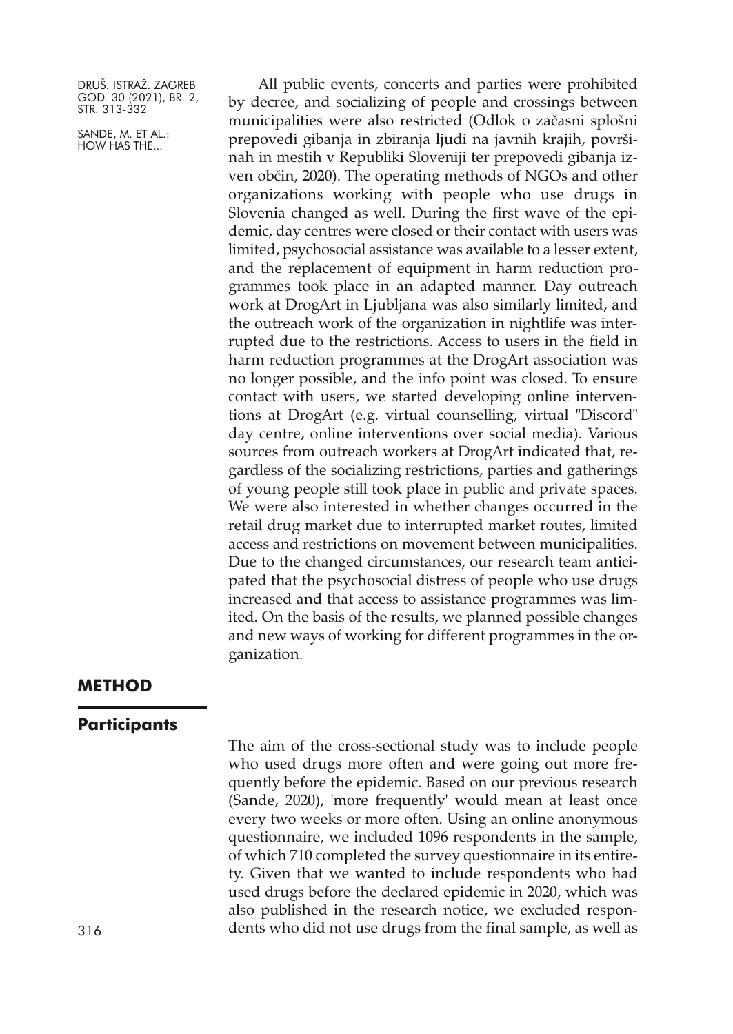All public events, concerts and parties were prohibited by decree, and socializing of people and crossings between municipalities were also restricted (Odlok o začasni splošni prepovedi gibanja in zbiranja ljudi na javnih krajih, površinah in mestih v Republiki Sloveniji ter prepovedi gibanja izven občin, 2020). The operating methods of NGOs and other organizations working with people who use drugs in Slovenia changed as well. During the first wave of the epidemic, day centres were closed or their contact with users was limited, psychosocial assistance was available to a lesser extent, and the replacement of equipment in harm reduction programmes took place in an adapted manner. Day outreach work at DrogArt in Ljubljana was also similarly limited, and the outreach work of the organization in nightlife was interrupted due to the restrictions. Access to users in the field in harm reduction programmes at the DrogArt association was no longer possible, and the info point was closed. To ensure contact with users, we started developing online interventions at DrogArt (e.g. virtual counselling, virtual "Discord" day centre, online interventions over social media). Various sources from outreach workers at DrogArt indicated that, regardless of the socializing restrictions, parties and gatherings of young people still took place in public and private spaces. We were also interested in whether changes occurred in the retail drug market due to interrupted market routes, limited access and restrictions on movement between municipalities. Due to the changed circumstances, our research team anticipated that the psychosocial distress of people who use drugs increased and that access to assistance programmes was limited. On the basis of the results, we planned possible changes and new ways of working for different programmes in the organization.

## METHOD

### Participants

The aim of the cross-sectional study was to include people who used drugs more often and were going out more frequently before the epidemic. Based on our previous research (Sande, 2020), 'more frequently' would mean at least once every two weeks or more often. Using an online anonymous questionnaire, we included 1096 respondents in the sample, of which 710 completed the survey questionnaire in its entirety. Given that we wanted to include respondents who had used drugs before the declared epidemic in 2020, which was also published in the research notice, we excluded respondents who did not use drugs from the final sample, as well as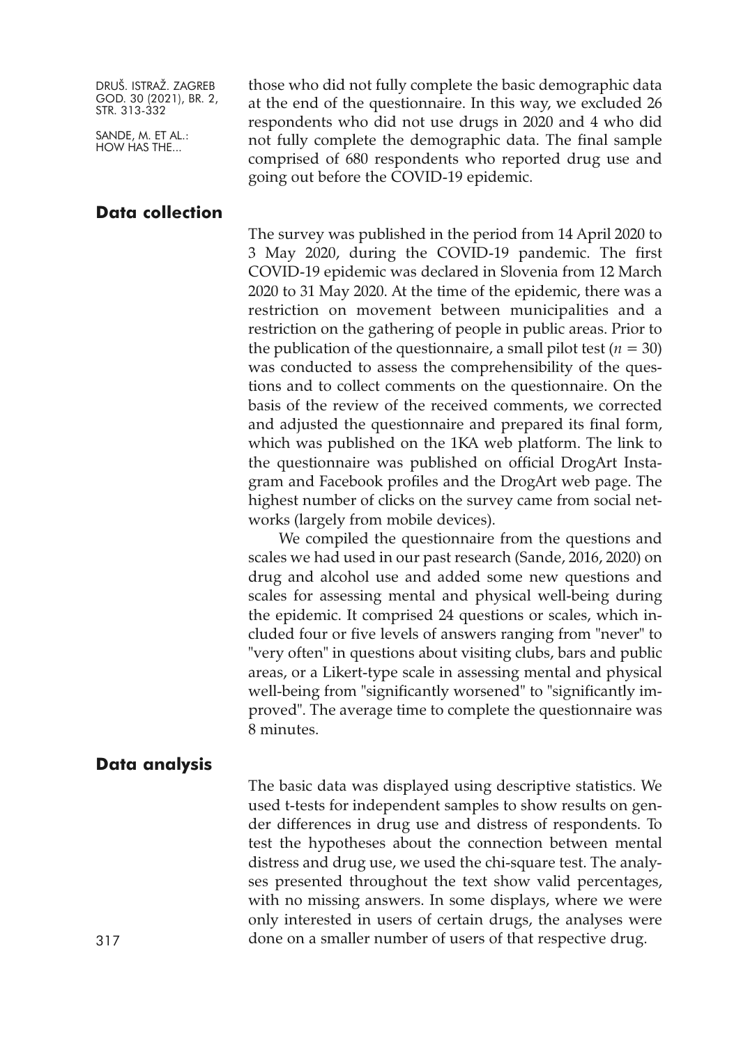those who did not fully complete the basic demographic data at the end of the questionnaire. In this way, we excluded 26 respondents who did not use drugs in 2020 and 4 who did not fully complete the demographic data. The final sample comprised of 680 respondents who reported drug use and going out before the COVID-19 epidemic.

## Data collection

The survey was published in the period from 14 April 2020 to 3 May 2020, during the COVID-19 pandemic. The first COVID-19 epidemic was declared in Slovenia from 12 March 2020 to 31 May 2020. At the time of the epidemic, there was a restriction on movement between municipalities and a restriction on the gathering of people in public areas. Prior to the publication of the questionnaire, a small pilot test ($n = 30$) was conducted to assess the comprehensibility of the questions and to collect comments on the questionnaire. On the basis of the review of the received comments, we corrected and adjusted the questionnaire and prepared its final form, which was published on the 1KA web platform. The link to the questionnaire was published on official DrogArt Instagram and Facebook profiles and the DrogArt web page. The highest number of clicks on the survey came from social networks (largely from mobile devices).

We compiled the questionnaire from the questions and scales we had used in our past research (Sande, 2016, 2020) on drug and alcohol use and added some new questions and scales for assessing mental and physical well-being during the epidemic. It comprised 24 questions or scales, which included four or five levels of answers ranging from "never" to "very often" in questions about visiting clubs, bars and public areas, or a Likert-type scale in assessing mental and physical well-being from "significantly worsened" to "significantly improved". The average time to complete the questionnaire was 8 minutes.

## Data analysis

The basic data was displayed using descriptive statistics. We used t-tests for independent samples to show results on gender differences in drug use and distress of respondents. To test the hypotheses about the connection between mental distress and drug use, we used the chi-square test. The analyses presented throughout the text show valid percentages, with no missing answers. In some displays, where we were only interested in users of certain drugs, the analyses were done on a smaller number of users of that respective drug.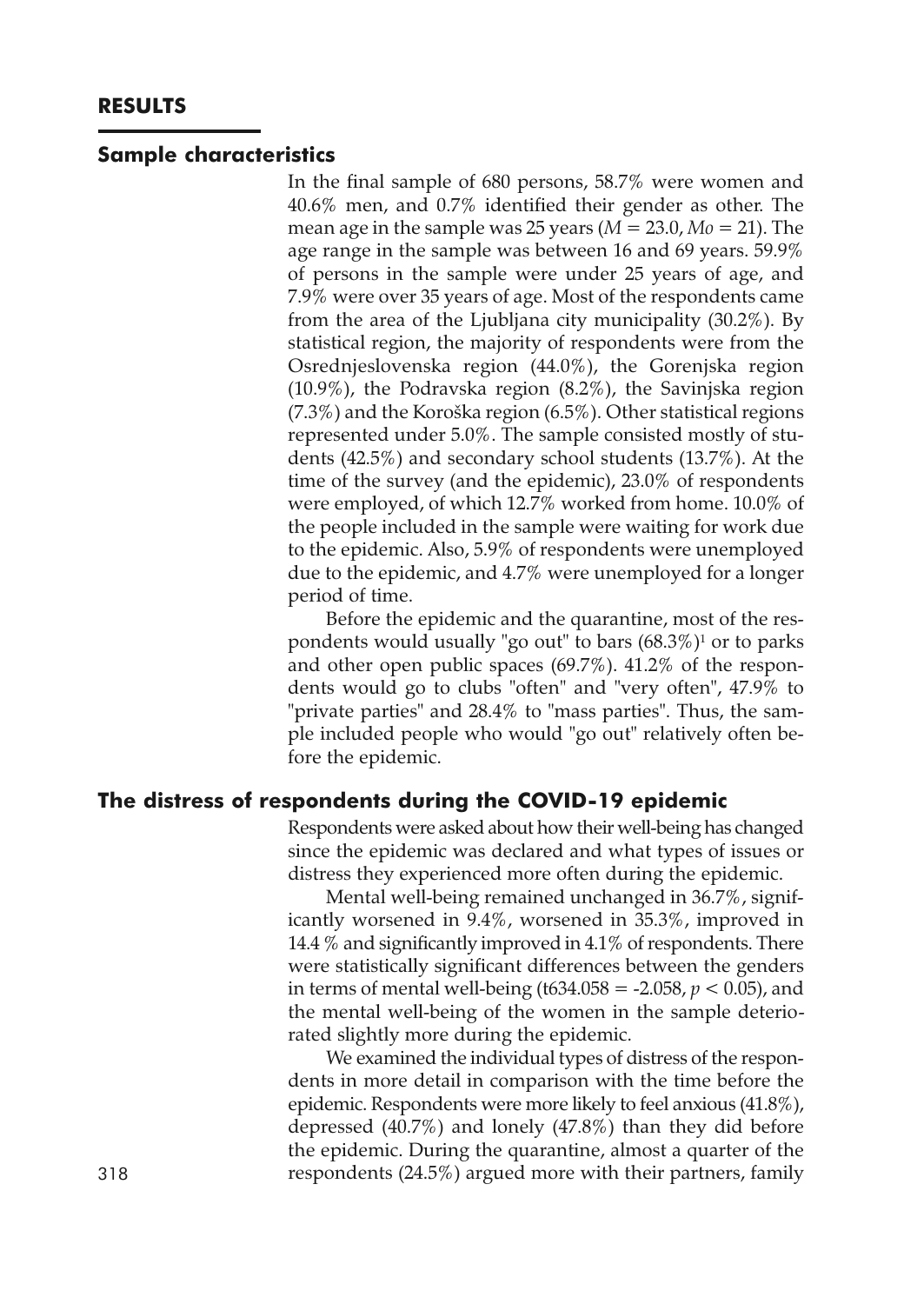## RESULTS

### Sample characteristics

In the final sample of 680 persons, 58.7% were women and 40.6% men, and 0.7% identified their gender as other. The mean age in the sample was 25 years ($M = 23.0$, $Mo = 21$). The age range in the sample was between 16 and 69 years. 59.9% of persons in the sample were under 25 years of age, and 7.9% were over 35 years of age. Most of the respondents came from the area of the Ljubljana city municipality (30.2%). By statistical region, the majority of respondents were from the Osrednjeslovenska region (44.0%), the Gorenjska region (10.9%), the Podravska region (8.2%), the Savinjska region (7.3%) and the Koroška region (6.5%). Other statistical regions represented under 5.0%. The sample consisted mostly of students (42.5%) and secondary school students (13.7%). At the time of the survey (and the epidemic), 23.0% of respondents were employed, of which 12.7% worked from home. 10.0% of the people included in the sample were waiting for work due to the epidemic. Also, 5.9% of respondents were unemployed due to the epidemic, and 4.7% were unemployed for a longer period of time.

Before the epidemic and the quarantine, most of the respondents would usually "go out" to bars (68.3%)[1] or to parks and other open public spaces (69.7%). 41.2% of the respondents would go to clubs "often" and "very often", 47.9% to "private parties" and 28.4% to "mass parties". Thus, the sample included people who would "go out" relatively often before the epidemic.

### The distress of respondents during the COVID-19 epidemic

Respondents were asked about how their well-being has changed since the epidemic was declared and what types of issues or distress they experienced more often during the epidemic.

Mental well-being remained unchanged in 36.7%, significantly worsened in 9.4%, worsened in 35.3%, improved in 14.4 % and significantly improved in 4.1% of respondents. There were statistically significant differences between the genders in terms of mental well-being ($t_{634.058} = -2.058$, $p < 0.05$), and the mental well-being of the women in the sample deteriorated slightly more during the epidemic.

We examined the individual types of distress of the respondents in more detail in comparison with the time before the epidemic. Respondents were more likely to feel anxious (41.8%), depressed (40.7%) and lonely (47.8%) than they did before the epidemic. During the quarantine, almost a quarter of the respondents (24.5%) argued more with their partners, family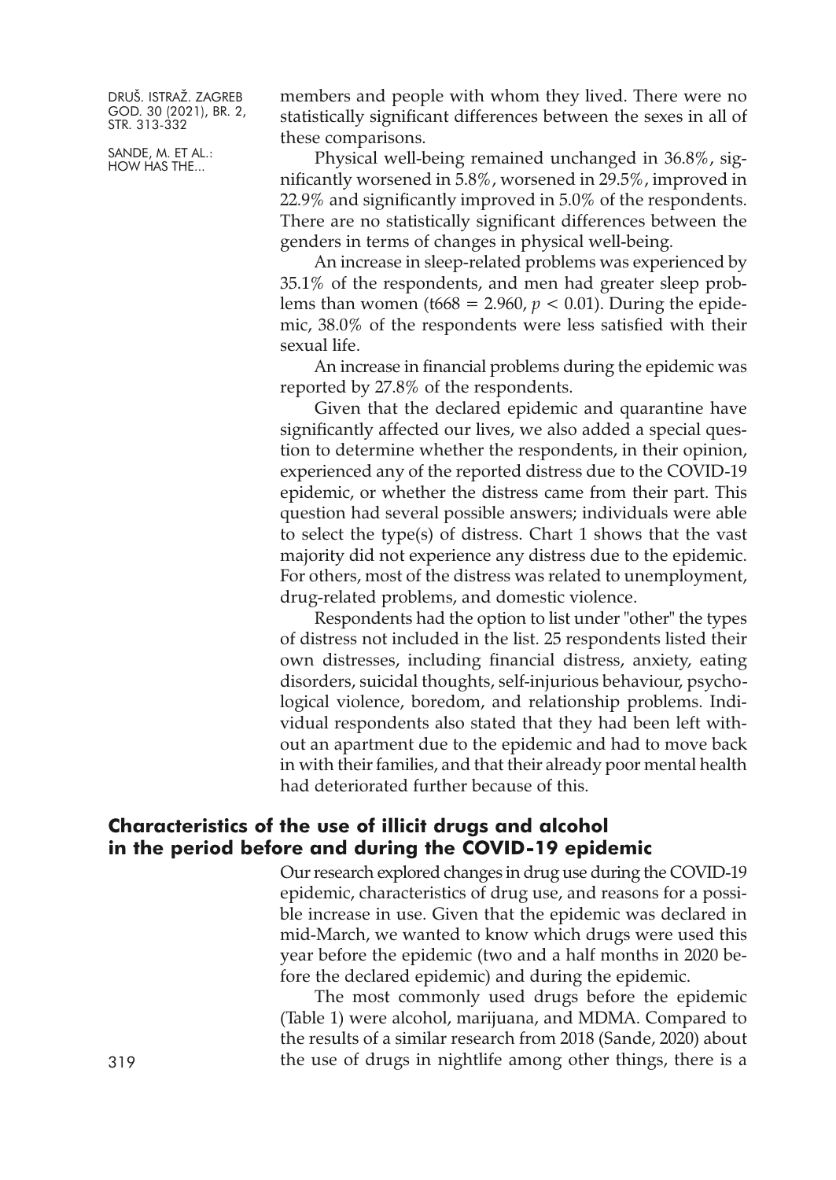members and people with whom they lived. There were no statistically significant differences between the sexes in all of these comparisons.

Physical well-being remained unchanged in 36.8%, significantly worsened in 5.8%, worsened in 29.5%, improved in 22.9% and significantly improved in 5.0% of the respondents. There are no statistically significant differences between the genders in terms of changes in physical well-being.

An increase in sleep-related problems was experienced by 35.1% of the respondents, and men had greater sleep problems than women ($t_{668} = 2.960$, $p < 0.01$). During the epidemic, 38.0% of the respondents were less satisfied with their sexual life.

An increase in financial problems during the epidemic was reported by 27.8% of the respondents.

Given that the declared epidemic and quarantine have significantly affected our lives, we also added a special question to determine whether the respondents, in their opinion, experienced any of the reported distress due to the COVID-19 epidemic, or whether the distress came from their part. This question had several possible answers; individuals were able to select the type(s) of distress. Chart 1 shows that the vast majority did not experience any distress due to the epidemic. For others, most of the distress was related to unemployment, drug-related problems, and domestic violence.

Respondents had the option to list under "other" the types of distress not included in the list. 25 respondents listed their own distresses, including financial distress, anxiety, eating disorders, suicidal thoughts, self-injurious behaviour, psychological violence, boredom, and relationship problems. Individual respondents also stated that they had been left without an apartment due to the epidemic and had to move back in with their families, and that their already poor mental health had deteriorated further because of this.

## Characteristics of the use of illicit drugs and alcohol in the period before and during the COVID-19 epidemic

Our research explored changes in drug use during the COVID-19 epidemic, characteristics of drug use, and reasons for a possible increase in use. Given that the epidemic was declared in mid-March, we wanted to know which drugs were used this year before the epidemic (two and a half months in 2020 before the declared epidemic) and during the epidemic.

The most commonly used drugs before the epidemic (Table 1) were alcohol, marijuana, and MDMA. Compared to the results of a similar research from 2018 (Sande, 2020) about the use of drugs in nightlife among other things, there is a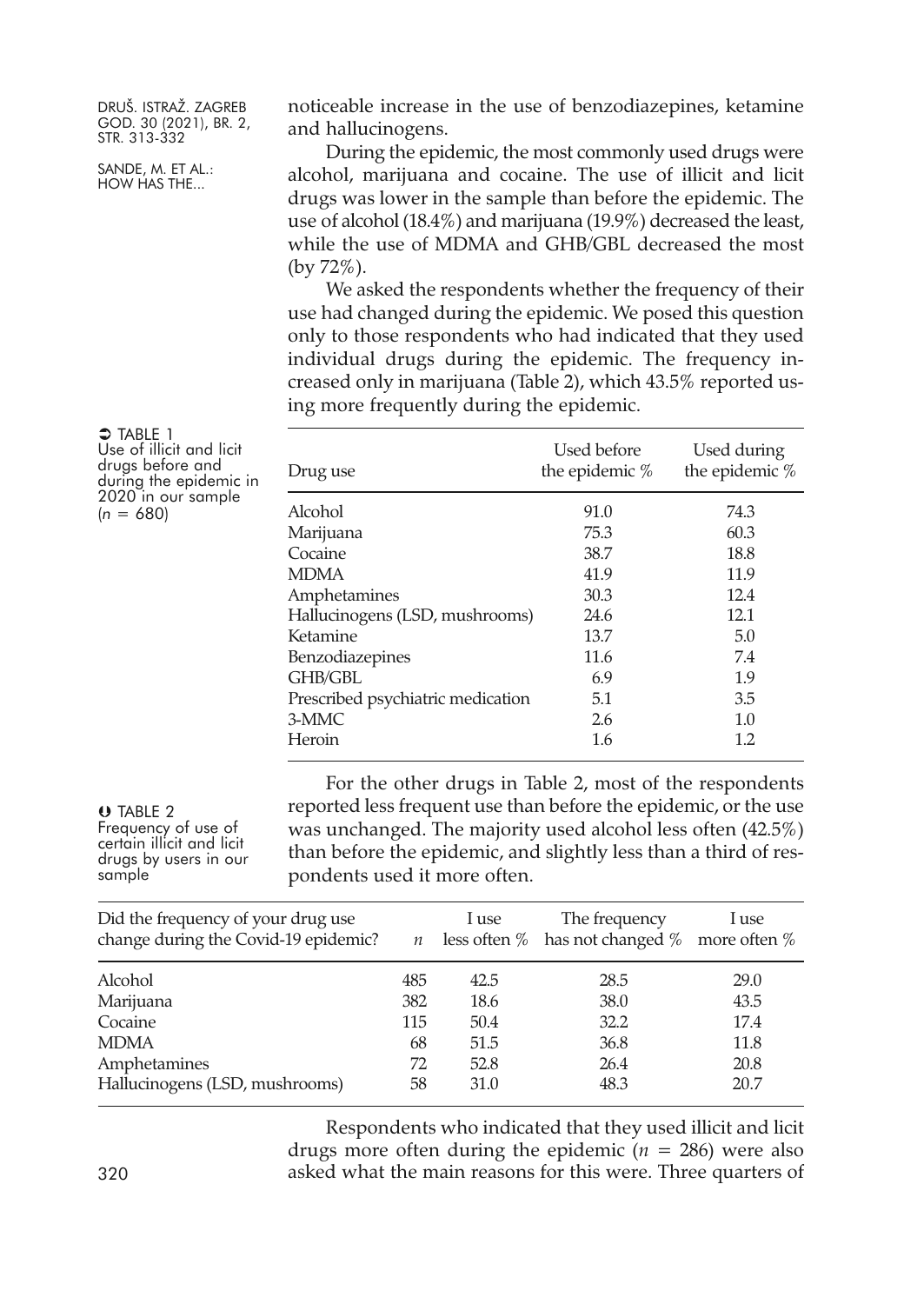noticeable increase in the use of benzodiazepines, ketamine and hallucinogens.

During the epidemic, the most commonly used drugs were alcohol, marijuana and cocaine. The use of illicit and licit drugs was lower in the sample than before the epidemic. The use of alcohol (18.4%) and marijuana (19.9%) decreased the least, while the use of MDMA and GHB/GBL decreased the most (by 72%).

We asked the respondents whether the frequency of their use had changed during the epidemic. We posed this question only to those respondents who had indicated that they used individual drugs during the epidemic. The frequency increased only in marijuana (Table 2), which 43.5% reported using more frequently during the epidemic.

TABLE 1
Use of illicit and licit drugs before and during the epidemic in 2020 in our sample ($n$ = 680)

| Drug use | Used before the epidemic % | Used during the epidemic % |
|---|---|---|
| Alcohol | 91.0 | 74.3 |
| Marijuana | 75.3 | 60.3 |
| Cocaine | 38.7 | 18.8 |
| MDMA | 41.9 | 11.9 |
| Amphetamines | 30.3 | 12.4 |
| Hallucinogens (LSD, mushrooms) | 24.6 | 12.1 |
| Ketamine | 13.7 | 5.0 |
| Benzodiazepines | 11.6 | 7.4 |
| GHB/GBL | 6.9 | 1.9 |
| Prescribed psychiatric medication | 5.1 | 3.5 |
| 3-MMC | 2.6 | 1.0 |
| Heroin | 1.6 | 1.2 |

For the other drugs in Table 2, most of the respondents reported less frequent use than before the epidemic, or the use was unchanged. The majority used alcohol less often (42.5%) than before the epidemic, and slightly less than a third of respondents used it more often.

TABLE 2
Frequency of use of certain illicit and licit drugs by users in our sample

| Did the frequency of your drug use change during the Covid-19 epidemic? | $n$ | I use less often % | The frequency has not changed % | I use more often % |
|---|---|---|---|---|
| Alcohol | 485 | 42.5 | 28.5 | 29.0 |
| Marijuana | 382 | 18.6 | 38.0 | 43.5 |
| Cocaine | 115 | 50.4 | 32.2 | 17.4 |
| MDMA | 68 | 51.5 | 36.8 | 11.8 |
| Amphetamines | 72 | 52.8 | 26.4 | 20.8 |
| Hallucinogens (LSD, mushrooms) | 58 | 31.0 | 48.3 | 20.7 |

Respondents who indicated that they used illicit and licit drugs more often during the epidemic ($n$ = 286) were also asked what the main reasons for this were. Three quarters of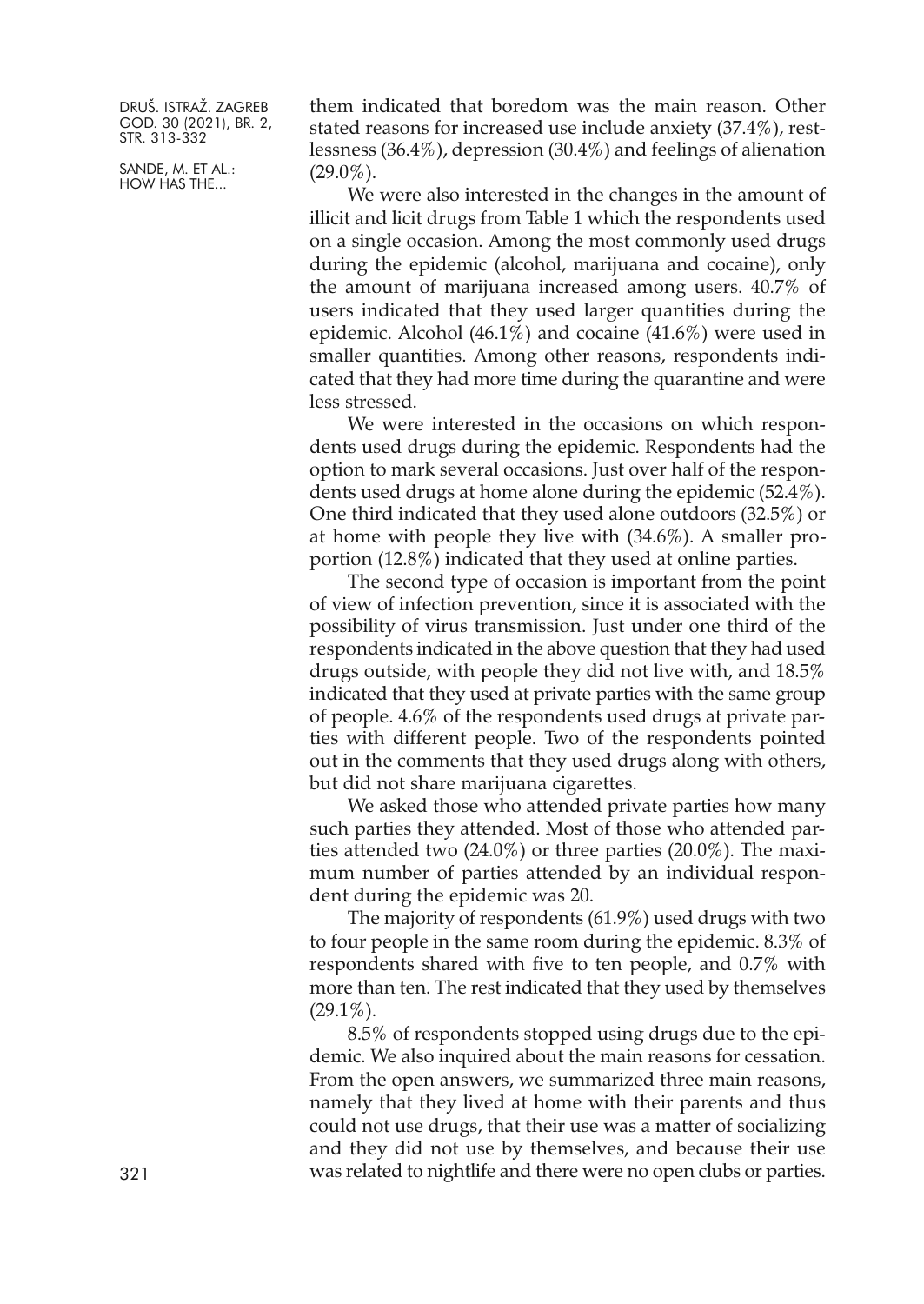them indicated that boredom was the main reason. Other stated reasons for increased use include anxiety (37.4%), restlessness (36.4%), depression (30.4%) and feelings of alienation (29.0%).

We were also interested in the changes in the amount of illicit and licit drugs from Table 1 which the respondents used on a single occasion. Among the most commonly used drugs during the epidemic (alcohol, marijuana and cocaine), only the amount of marijuana increased among users. 40.7% of users indicated that they used larger quantities during the epidemic. Alcohol (46.1%) and cocaine (41.6%) were used in smaller quantities. Among other reasons, respondents indicated that they had more time during the quarantine and were less stressed.

We were interested in the occasions on which respondents used drugs during the epidemic. Respondents had the option to mark several occasions. Just over half of the respondents used drugs at home alone during the epidemic (52.4%). One third indicated that they used alone outdoors (32.5%) or at home with people they live with (34.6%). A smaller proportion (12.8%) indicated that they used at online parties.

The second type of occasion is important from the point of view of infection prevention, since it is associated with the possibility of virus transmission. Just under one third of the respondents indicated in the above question that they had used drugs outside, with people they did not live with, and 18.5% indicated that they used at private parties with the same group of people. 4.6% of the respondents used drugs at private parties with different people. Two of the respondents pointed out in the comments that they used drugs along with others, but did not share marijuana cigarettes.

We asked those who attended private parties how many such parties they attended. Most of those who attended parties attended two (24.0%) or three parties (20.0%). The maximum number of parties attended by an individual respondent during the epidemic was 20.

The majority of respondents (61.9%) used drugs with two to four people in the same room during the epidemic. 8.3% of respondents shared with five to ten people, and 0.7% with more than ten. The rest indicated that they used by themselves (29.1%).

8.5% of respondents stopped using drugs due to the epidemic. We also inquired about the main reasons for cessation. From the open answers, we summarized three main reasons, namely that they lived at home with their parents and thus could not use drugs, that their use was a matter of socializing and they did not use by themselves, and because their use was related to nightlife and there were no open clubs or parties.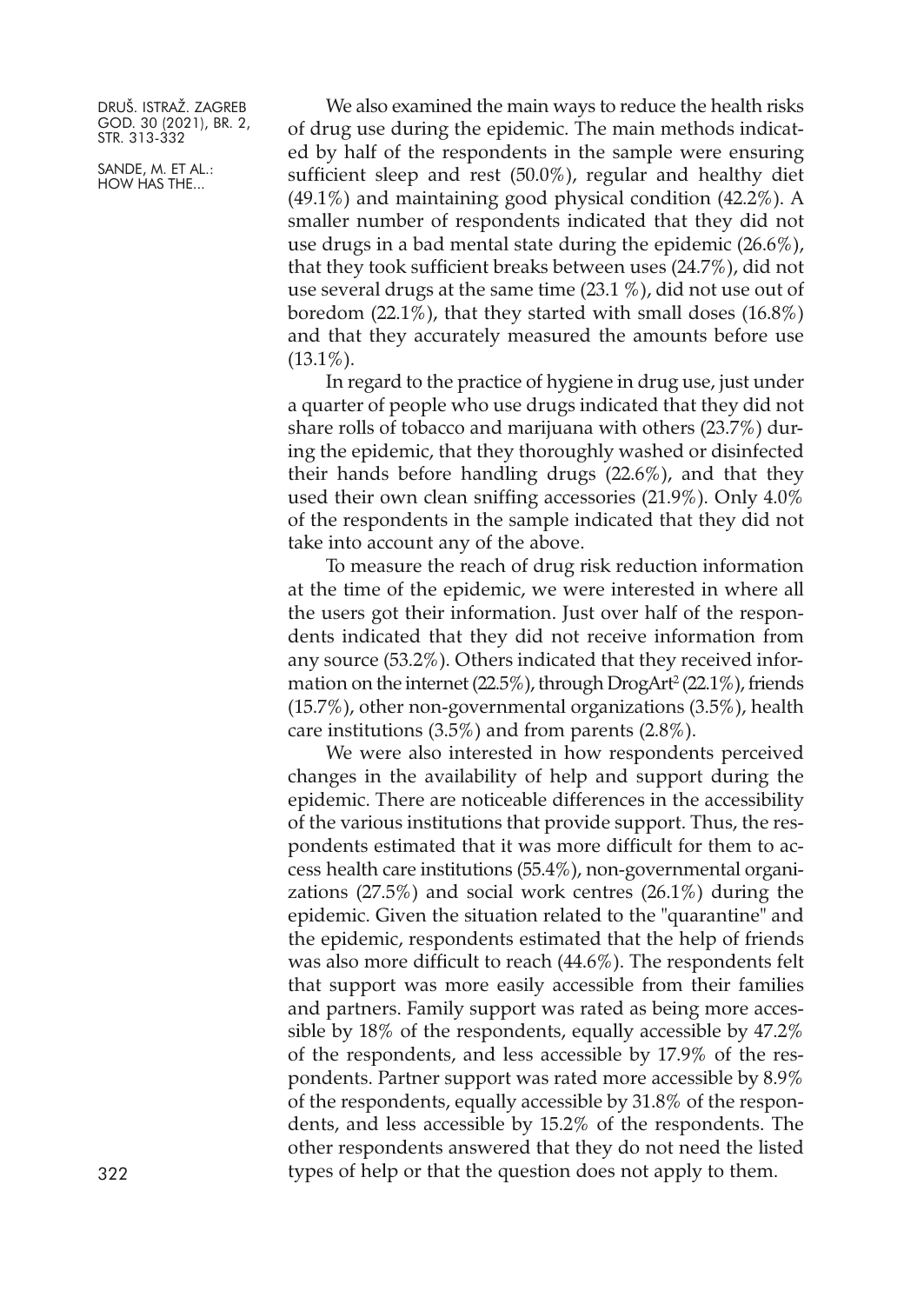We also examined the main ways to reduce the health risks of drug use during the epidemic. The main methods indicated by half of the respondents in the sample were ensuring sufficient sleep and rest (50.0%), regular and healthy diet (49.1%) and maintaining good physical condition (42.2%). A smaller number of respondents indicated that they did not use drugs in a bad mental state during the epidemic (26.6%), that they took sufficient breaks between uses (24.7%), did not use several drugs at the same time (23.1 %), did not use out of boredom (22.1%), that they started with small doses (16.8%) and that they accurately measured the amounts before use (13.1%).

In regard to the practice of hygiene in drug use, just under a quarter of people who use drugs indicated that they did not share rolls of tobacco and marijuana with others (23.7%) during the epidemic, that they thoroughly washed or disinfected their hands before handling drugs (22.6%), and that they used their own clean sniffing accessories (21.9%). Only 4.0% of the respondents in the sample indicated that they did not take into account any of the above.

To measure the reach of drug risk reduction information at the time of the epidemic, we were interested in where all the users got their information. Just over half of the respondents indicated that they did not receive information from any source (53.2%). Others indicated that they received information on the internet (22.5%), through DrogArt[2] (22.1%), friends (15.7%), other non-governmental organizations (3.5%), health care institutions (3.5%) and from parents (2.8%).

We were also interested in how respondents perceived changes in the availability of help and support during the epidemic. There are noticeable differences in the accessibility of the various institutions that provide support. Thus, the respondents estimated that it was more difficult for them to access health care institutions (55.4%), non-governmental organizations (27.5%) and social work centres (26.1%) during the epidemic. Given the situation related to the "quarantine" and the epidemic, respondents estimated that the help of friends was also more difficult to reach (44.6%). The respondents felt that support was more easily accessible from their families and partners. Family support was rated as being more accessible by 18% of the respondents, equally accessible by 47.2% of the respondents, and less accessible by 17.9% of the respondents. Partner support was rated more accessible by 8.9% of the respondents, equally accessible by 31.8% of the respondents, and less accessible by 15.2% of the respondents. The other respondents answered that they do not need the listed types of help or that the question does not apply to them.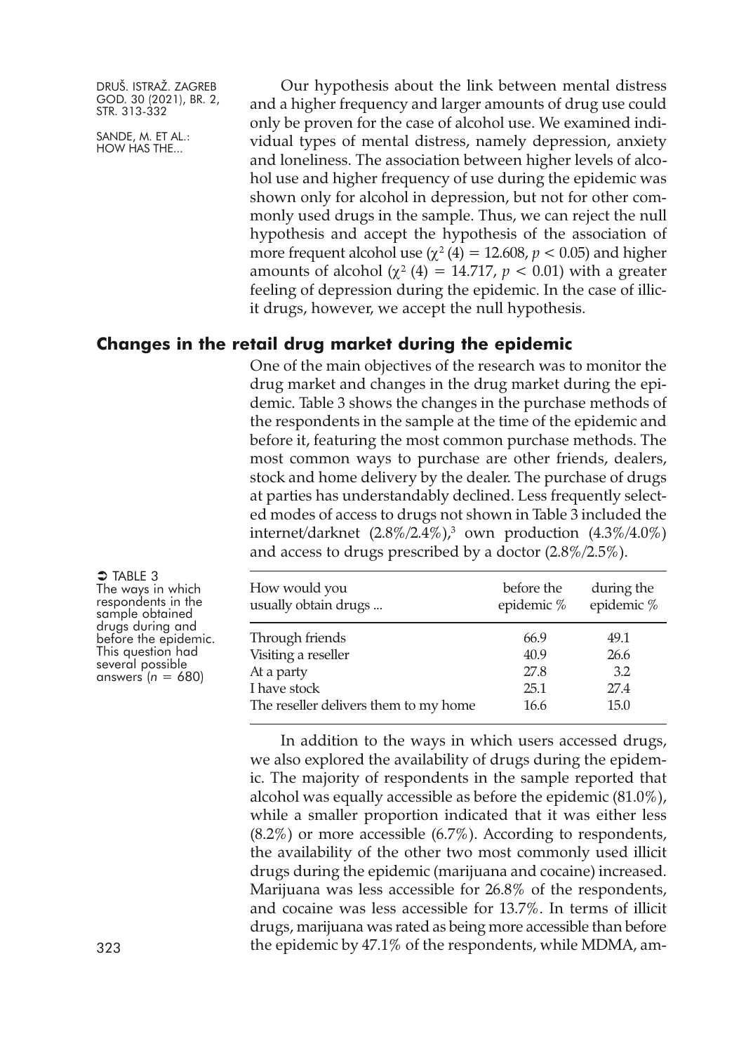Our hypothesis about the link between mental distress and a higher frequency and larger amounts of drug use could only be proven for the case of alcohol use. We examined individual types of mental distress, namely depression, anxiety and loneliness. The association between higher levels of alcohol use and higher frequency of use during the epidemic was shown only for alcohol in depression, but not for other commonly used drugs in the sample. Thus, we can reject the null hypothesis and accept the hypothesis of the association of more frequent alcohol use ($\chi^2$ (4) = 12.608, $p < 0.05$) and higher amounts of alcohol ($\chi^2$ (4) = 14.717, $p < 0.01$) with a greater feeling of depression during the epidemic. In the case of illicit drugs, however, we accept the null hypothesis.

## Changes in the retail drug market during the epidemic

One of the main objectives of the research was to monitor the drug market and changes in the drug market during the epidemic. Table 3 shows the changes in the purchase methods of the respondents in the sample at the time of the epidemic and before it, featuring the most common purchase methods. The most common ways to purchase are other friends, dealers, stock and home delivery by the dealer. The purchase of drugs at parties has understandably declined. Less frequently selected modes of access to drugs not shown in Table 3 included the internet/darknet (2.8%/2.4%),[3] own production (4.3%/4.0%) and access to drugs prescribed by a doctor (2.8%/2.5%).

TABLE 3 The ways in which respondents in the sample obtained drugs during and before the epidemic. This question had several possible answers ($n$ = 680)

| How would you usually obtain drugs ... | before the epidemic % | during the epidemic % |
|---|---|---|
| Through friends | 66.9 | 49.1 |
| Visiting a reseller | 40.9 | 26.6 |
| At a party | 27.8 | 3.2 |
| I have stock | 25.1 | 27.4 |
| The reseller delivers them to my home | 16.6 | 15.0 |

In addition to the ways in which users accessed drugs, we also explored the availability of drugs during the epidemic. The majority of respondents in the sample reported that alcohol was equally accessible as before the epidemic (81.0%), while a smaller proportion indicated that it was either less (8.2%) or more accessible (6.7%). According to respondents, the availability of the other two most commonly used illicit drugs during the epidemic (marijuana and cocaine) increased. Marijuana was less accessible for 26.8% of the respondents, and cocaine was less accessible for 13.7%. In terms of illicit drugs, marijuana was rated as being more accessible than before the epidemic by 47.1% of the respondents, while MDMA, am-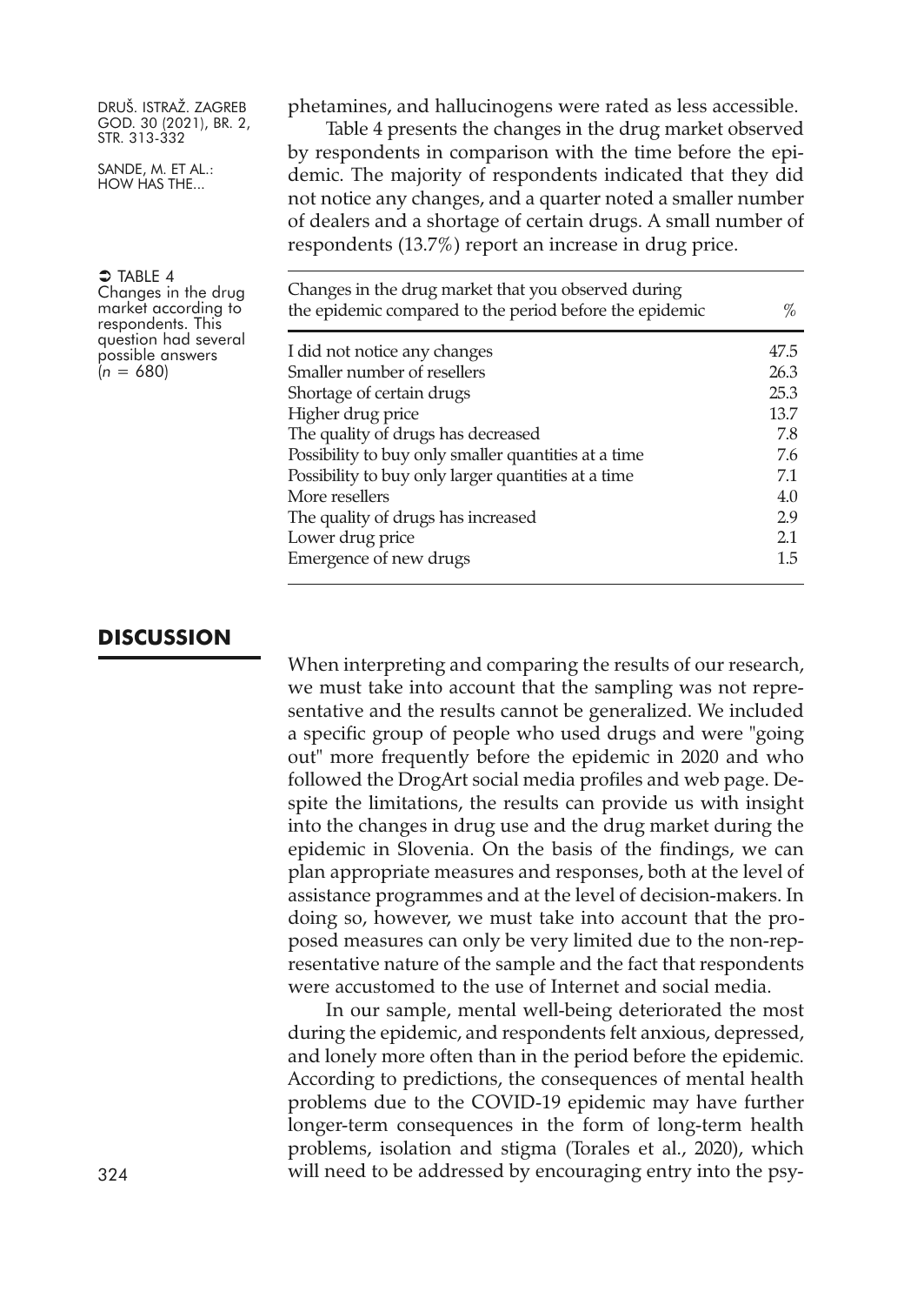phetamines, and hallucinogens were rated as less accessible.

Table 4 presents the changes in the drug market observed by respondents in comparison with the time before the epidemic. The majority of respondents indicated that they did not notice any changes, and a quarter noted a smaller number of dealers and a shortage of certain drugs. A small number of respondents (13.7%) report an increase in drug price.

➲ TABLE 4
Changes in the drug market according to respondents. This question had several possible answers ($n$ = 680)

| Changes in the drug market that you observed during the epidemic compared to the period before the epidemic | % |
|---|---|
| I did not notice any changes | 47.5 |
| Smaller number of resellers | 26.3 |
| Shortage of certain drugs | 25.3 |
| Higher drug price | 13.7 |
| The quality of drugs has decreased | 7.8 |
| Possibility to buy only smaller quantities at a time | 7.6 |
| Possibility to buy only larger quantities at a time | 7.1 |
| More resellers | 4.0 |
| The quality of drugs has increased | 2.9 |
| Lower drug price | 2.1 |
| Emergence of new drugs | 1.5 |

## DISCUSSION

When interpreting and comparing the results of our research, we must take into account that the sampling was not representative and the results cannot be generalized. We included a specific group of people who used drugs and were "going out" more frequently before the epidemic in 2020 and who followed the DrogArt social media profiles and web page. Despite the limitations, the results can provide us with insight into the changes in drug use and the drug market during the epidemic in Slovenia. On the basis of the findings, we can plan appropriate measures and responses, both at the level of assistance programmes and at the level of decision-makers. In doing so, however, we must take into account that the proposed measures can only be very limited due to the non-representative nature of the sample and the fact that respondents were accustomed to the use of Internet and social media.

In our sample, mental well-being deteriorated the most during the epidemic, and respondents felt anxious, depressed, and lonely more often than in the period before the epidemic. According to predictions, the consequences of mental health problems due to the COVID-19 epidemic may have further longer-term consequences in the form of long-term health problems, isolation and stigma (Torales et al., 2020), which will need to be addressed by encouraging entry into the psy-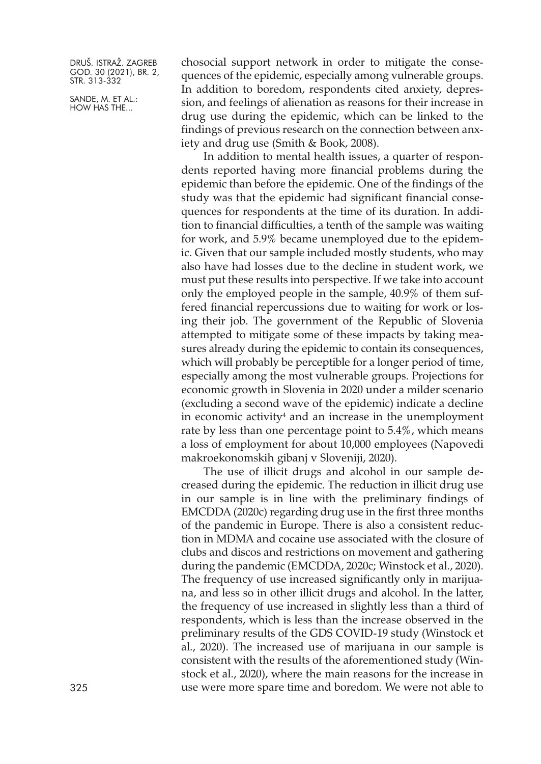chosocial support network in order to mitigate the consequences of the epidemic, especially among vulnerable groups. In addition to boredom, respondents cited anxiety, depression, and feelings of alienation as reasons for their increase in drug use during the epidemic, which can be linked to the findings of previous research on the connection between anxiety and drug use (Smith & Book, 2008).

In addition to mental health issues, a quarter of respondents reported having more financial problems during the epidemic than before the epidemic. One of the findings of the study was that the epidemic had significant financial consequences for respondents at the time of its duration. In addition to financial difficulties, a tenth of the sample was waiting for work, and 5.9% became unemployed due to the epidemic. Given that our sample included mostly students, who may also have had losses due to the decline in student work, we must put these results into perspective. If we take into account only the employed people in the sample, 40.9% of them suffered financial repercussions due to waiting for work or losing their job. The government of the Republic of Slovenia attempted to mitigate some of these impacts by taking measures already during the epidemic to contain its consequences, which will probably be perceptible for a longer period of time, especially among the most vulnerable groups. Projections for economic growth in Slovenia in 2020 under a milder scenario (excluding a second wave of the epidemic) indicate a decline in economic activity[4] and an increase in the unemployment rate by less than one percentage point to 5.4%, which means a loss of employment for about 10,000 employees (Napovedi makroekonomskih gibanj v Sloveniji, 2020).

The use of illicit drugs and alcohol in our sample decreased during the epidemic. The reduction in illicit drug use in our sample is in line with the preliminary findings of EMCDDA (2020c) regarding drug use in the first three months of the pandemic in Europe. There is also a consistent reduction in MDMA and cocaine use associated with the closure of clubs and discos and restrictions on movement and gathering during the pandemic (EMCDDA, 2020c; Winstock et al., 2020). The frequency of use increased significantly only in marijuana, and less so in other illicit drugs and alcohol. In the latter, the frequency of use increased in slightly less than a third of respondents, which is less than the increase observed in the preliminary results of the GDS COVID-19 study (Winstock et al., 2020). The increased use of marijuana in our sample is consistent with the results of the aforementioned study (Winstock et al., 2020), where the main reasons for the increase in use were more spare time and boredom. We were not able to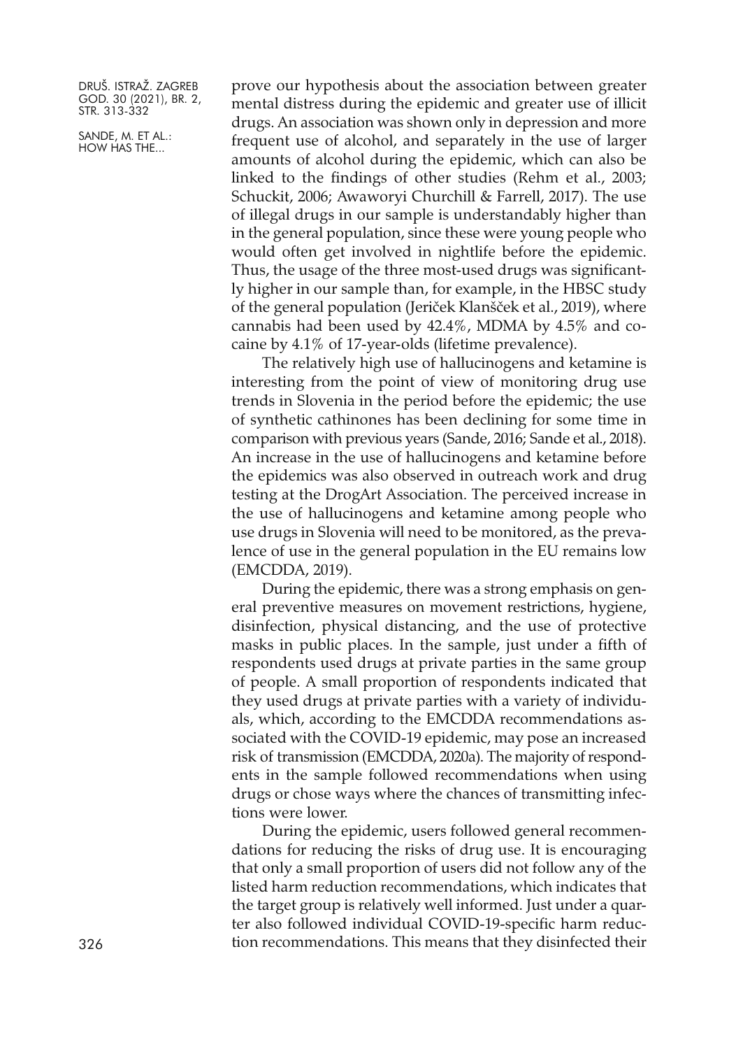prove our hypothesis about the association between greater mental distress during the epidemic and greater use of illicit drugs. An association was shown only in depression and more frequent use of alcohol, and separately in the use of larger amounts of alcohol during the epidemic, which can also be linked to the findings of other studies (Rehm et al., 2003; Schuckit, 2006; Awaworyi Churchill & Farrell, 2017). The use of illegal drugs in our sample is understandably higher than in the general population, since these were young people who would often get involved in nightlife before the epidemic. Thus, the usage of the three most-used drugs was significantly higher in our sample than, for example, in the HBSC study of the general population (Jeriček Klanšček et al., 2019), where cannabis had been used by 42.4%, MDMA by 4.5% and cocaine by 4.1% of 17-year-olds (lifetime prevalence).

The relatively high use of hallucinogens and ketamine is interesting from the point of view of monitoring drug use trends in Slovenia in the period before the epidemic; the use of synthetic cathinones has been declining for some time in comparison with previous years (Sande, 2016; Sande et al., 2018). An increase in the use of hallucinogens and ketamine before the epidemics was also observed in outreach work and drug testing at the DrogArt Association. The perceived increase in the use of hallucinogens and ketamine among people who use drugs in Slovenia will need to be monitored, as the prevalence of use in the general population in the EU remains low (EMCDDA, 2019).

During the epidemic, there was a strong emphasis on general preventive measures on movement restrictions, hygiene, disinfection, physical distancing, and the use of protective masks in public places. In the sample, just under a fifth of respondents used drugs at private parties in the same group of people. A small proportion of respondents indicated that they used drugs at private parties with a variety of individuals, which, according to the EMCDDA recommendations associated with the COVID-19 epidemic, may pose an increased risk of transmission (EMCDDA, 2020a). The majority of respondents in the sample followed recommendations when using drugs or chose ways where the chances of transmitting infections were lower.

During the epidemic, users followed general recommendations for reducing the risks of drug use. It is encouraging that only a small proportion of users did not follow any of the listed harm reduction recommendations, which indicates that the target group is relatively well informed. Just under a quarter also followed individual COVID-19-specific harm reduction recommendations. This means that they disinfected their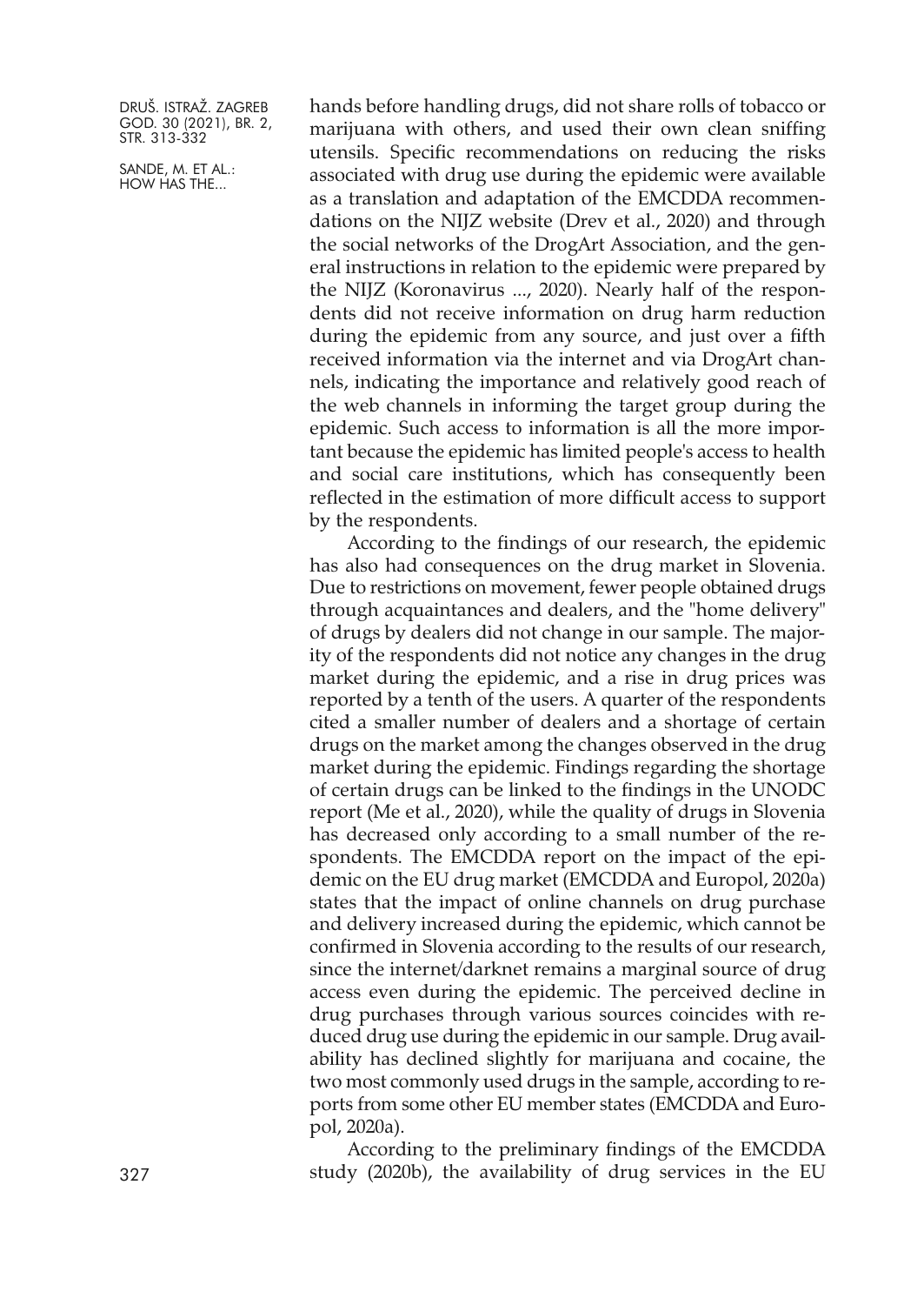hands before handling drugs, did not share rolls of tobacco or marijuana with others, and used their own clean sniffing utensils. Specific recommendations on reducing the risks associated with drug use during the epidemic were available as a translation and adaptation of the EMCDDA recommendations on the NIJZ website (Drev et al., 2020) and through the social networks of the DrogArt Association, and the general instructions in relation to the epidemic were prepared by the NIJZ (Koronavirus ..., 2020). Nearly half of the respondents did not receive information on drug harm reduction during the epidemic from any source, and just over a fifth received information via the internet and via DrogArt channels, indicating the importance and relatively good reach of the web channels in informing the target group during the epidemic. Such access to information is all the more important because the epidemic has limited people's access to health and social care institutions, which has consequently been reflected in the estimation of more difficult access to support by the respondents.

According to the findings of our research, the epidemic has also had consequences on the drug market in Slovenia. Due to restrictions on movement, fewer people obtained drugs through acquaintances and dealers, and the "home delivery" of drugs by dealers did not change in our sample. The majority of the respondents did not notice any changes in the drug market during the epidemic, and a rise in drug prices was reported by a tenth of the users. A quarter of the respondents cited a smaller number of dealers and a shortage of certain drugs on the market among the changes observed in the drug market during the epidemic. Findings regarding the shortage of certain drugs can be linked to the findings in the UNODC report (Me et al., 2020), while the quality of drugs in Slovenia has decreased only according to a small number of the respondents. The EMCDDA report on the impact of the epidemic on the EU drug market (EMCDDA and Europol, 2020a) states that the impact of online channels on drug purchase and delivery increased during the epidemic, which cannot be confirmed in Slovenia according to the results of our research, since the internet/darknet remains a marginal source of drug access even during the epidemic. The perceived decline in drug purchases through various sources coincides with reduced drug use during the epidemic in our sample. Drug availability has declined slightly for marijuana and cocaine, the two most commonly used drugs in the sample, according to reports from some other EU member states (EMCDDA and Europol, 2020a).

According to the preliminary findings of the EMCDDA study (2020b), the availability of drug services in the EU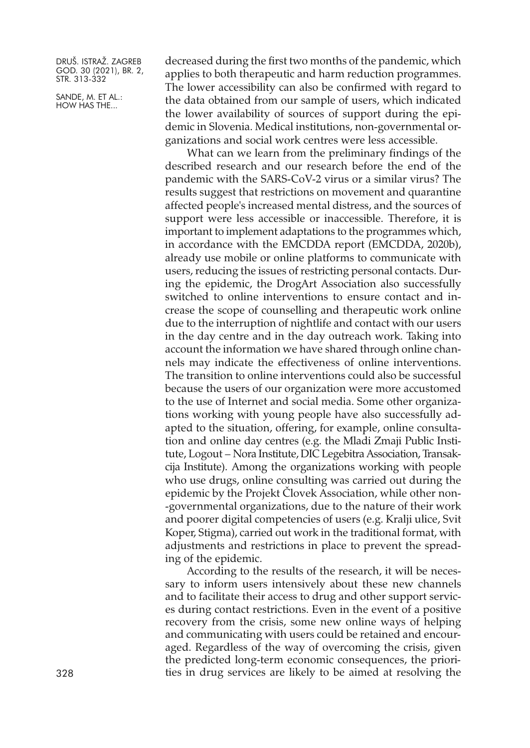decreased during the first two months of the pandemic, which applies to both therapeutic and harm reduction programmes. The lower accessibility can also be confirmed with regard to the data obtained from our sample of users, which indicated the lower availability of sources of support during the epidemic in Slovenia. Medical institutions, non-governmental organizations and social work centres were less accessible.

What can we learn from the preliminary findings of the described research and our research before the end of the pandemic with the SARS-CoV-2 virus or a similar virus? The results suggest that restrictions on movement and quarantine affected people's increased mental distress, and the sources of support were less accessible or inaccessible. Therefore, it is important to implement adaptations to the programmes which, in accordance with the EMCDDA report (EMCDDA, 2020b), already use mobile or online platforms to communicate with users, reducing the issues of restricting personal contacts. During the epidemic, the DrogArt Association also successfully switched to online interventions to ensure contact and increase the scope of counselling and therapeutic work online due to the interruption of nightlife and contact with our users in the day centre and in the day outreach work. Taking into account the information we have shared through online channels may indicate the effectiveness of online interventions. The transition to online interventions could also be successful because the users of our organization were more accustomed to the use of Internet and social media. Some other organizations working with young people have also successfully adapted to the situation, offering, for example, online consultation and online day centres (e.g. the Mladi Zmaji Public Institute, Logout – Nora Institute, DIC Legebitra Association, Transakcija Institute). Among the organizations working with people who use drugs, online consulting was carried out during the epidemic by the Projekt Človek Association, while other non--governmental organizations, due to the nature of their work and poorer digital competencies of users (e.g. Kralji ulice, Svit Koper, Stigma), carried out work in the traditional format, with adjustments and restrictions in place to prevent the spreading of the epidemic.

According to the results of the research, it will be necessary to inform users intensively about these new channels and to facilitate their access to drug and other support services during contact restrictions. Even in the event of a positive recovery from the crisis, some new online ways of helping and communicating with users could be retained and encouraged. Regardless of the way of overcoming the crisis, given the predicted long-term economic consequences, the priorities in drug services are likely to be aimed at resolving the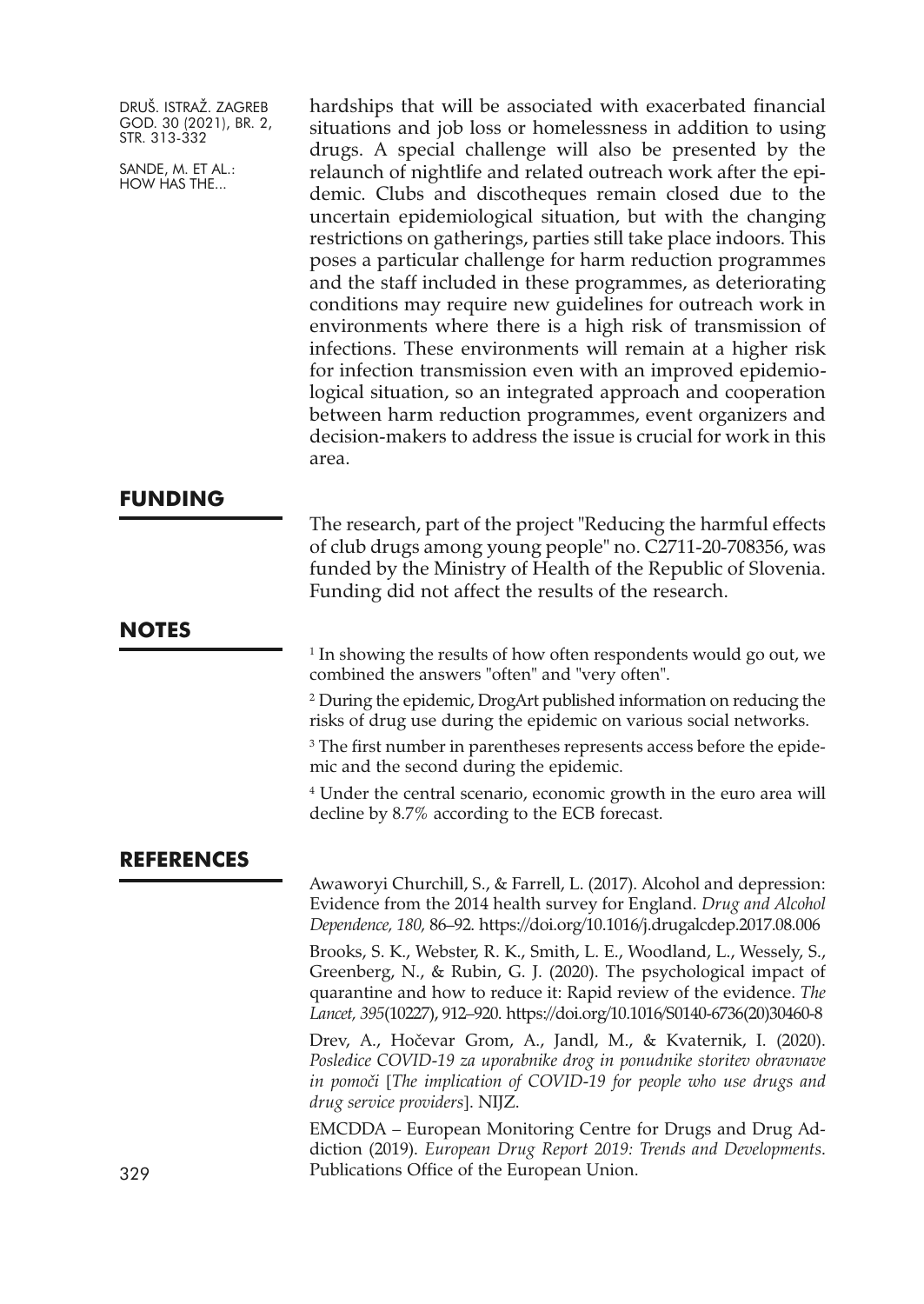hardships that will be associated with exacerbated financial situations and job loss or homelessness in addition to using drugs. A special challenge will also be presented by the relaunch of nightlife and related outreach work after the epidemic. Clubs and discotheques remain closed due to the uncertain epidemiological situation, but with the changing restrictions on gatherings, parties still take place indoors. This poses a particular challenge for harm reduction programmes and the staff included in these programmes, as deteriorating conditions may require new guidelines for outreach work in environments where there is a high risk of transmission of infections. These environments will remain at a higher risk for infection transmission even with an improved epidemiological situation, so an integrated approach and cooperation between harm reduction programmes, event organizers and decision-makers to address the issue is crucial for work in this area.

## FUNDING

The research, part of the project "Reducing the harmful effects of club drugs among young people" no. C2711-20-708356, was funded by the Ministry of Health of the Republic of Slovenia. Funding did not affect the results of the research.

## NOTES

[1] In showing the results of how often respondents would go out, we combined the answers "often" and "very often".

[2] During the epidemic, DrogArt published information on reducing the risks of drug use during the epidemic on various social networks.

[3] The first number in parentheses represents access before the epidemic and the second during the epidemic.

[4] Under the central scenario, economic growth in the euro area will decline by 8.7% according to the ECB forecast.

## REFERENCES

Awaworyi Churchill, S., & Farrell, L. (2017). Alcohol and depression: Evidence from the 2014 health survey for England. *Drug and Alcohol Dependence, 180,* 86–92. https://doi.org/10.1016/j.drugalcdep.2017.08.006

Brooks, S. K., Webster, R. K., Smith, L. E., Woodland, L., Wessely, S., Greenberg, N., & Rubin, G. J. (2020). The psychological impact of quarantine and how to reduce it: Rapid review of the evidence. *The Lancet, 395*(10227), 912–920. https://doi.org/10.1016/S0140-6736(20)30460-8

Drev, A., Hočevar Grom, A., Jandl, M., & Kvaternik, I. (2020). *Posledice COVID-19 za uporabnike drog in ponudnike storitev obravnave in pomoči* [*The implication of COVID-19 for people who use drugs and drug service providers*]. NIJZ.

EMCDDA – European Monitoring Centre for Drugs and Drug Addiction (2019). *European Drug Report 2019: Trends and Developments*. Publications Office of the European Union.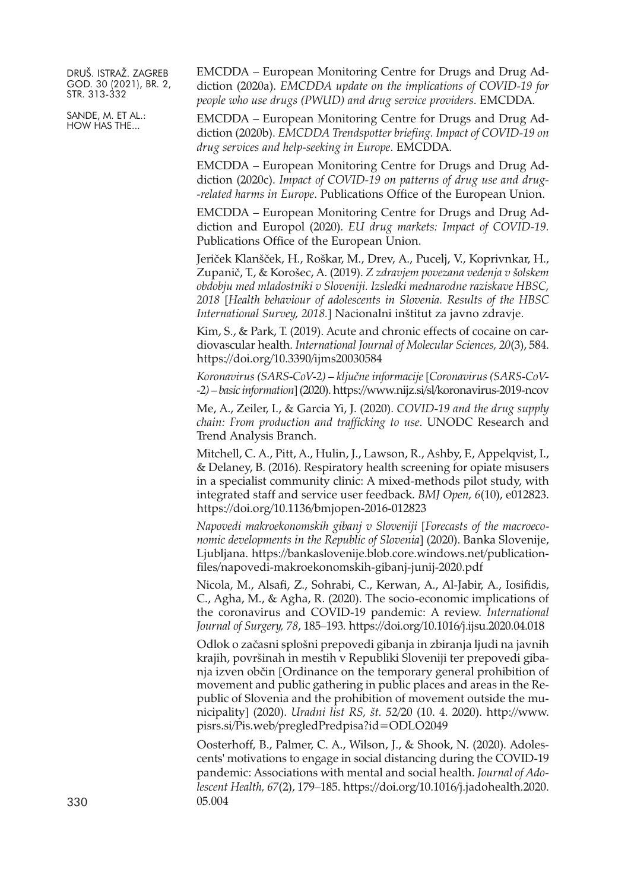EMCDDA – European Monitoring Centre for Drugs and Drug Addiction (2020a). *EMCDDA update on the implications of COVID-19 for people who use drugs (PWUD) and drug service providers*. EMCDDA.

EMCDDA – European Monitoring Centre for Drugs and Drug Addiction (2020b). *EMCDDA Trendspotter briefing. Impact of COVID-19 on drug services and help-seeking in Europe*. EMCDDA.

EMCDDA – European Monitoring Centre for Drugs and Drug Addiction (2020c). *Impact of COVID-19 on patterns of drug use and drug-related harms in Europe*. Publications Office of the European Union.

EMCDDA – European Monitoring Centre for Drugs and Drug Addiction and Europol (2020). *EU drug markets: Impact of COVID-19.* Publications Office of the European Union.

Jeriček Klanšček, H., Roškar, M., Drev, A., Pucelj, V., Koprivnkar, H., Zupanič, T., & Korošec, A. (2019). *Z zdravjem povezana vedenja v šolskem obdobju med mladostniki v Sloveniji. Izsledki mednarodne raziskave HBSC, 2018* [*Health behaviour of adolescents in Slovenia. Results of the HBSC International Survey, 2018.*] Nacionalni inštitut za javno zdravje.

Kim, S., & Park, T. (2019). Acute and chronic effects of cocaine on cardiovascular health. *International Journal of Molecular Sciences, 20*(3), 584. https://doi.org/10.3390/ijms20030584

*Koronavirus (SARS-CoV-2) – ključne informacije* [*Coronavirus (SARS-CoV-2) – basic information*] (2020). https://www.nijz.si/sl/koronavirus-2019-ncov

Me, A., Zeiler, I., & Garcia Yi, J. (2020). *COVID-19 and the drug supply chain: From production and trafficking to use*. UNODC Research and Trend Analysis Branch.

Mitchell, C. A., Pitt, A., Hulin, J., Lawson, R., Ashby, F., Appelqvist, I., & Delaney, B. (2016). Respiratory health screening for opiate misusers in a specialist community clinic: A mixed-methods pilot study, with integrated staff and service user feedback. *BMJ Open, 6*(10), e012823. https://doi.org/10.1136/bmjopen-2016-012823

*Napovedi makroekonomskih gibanj v Sloveniji* [*Forecasts of the macroeconomic developments in the Republic of Slovenia*] (2020). Banka Slovenije, Ljubljana. https://bankaslovenije.blob.core.windows.net/publication-files/napovedi-makroekonomskih-gibanj-junij-2020.pdf

Nicola, M., Alsafi, Z., Sohrabi, C., Kerwan, A., Al-Jabir, A., Iosifidis, C., Agha, M., & Agha, R. (2020). The socio-economic implications of the coronavirus and COVID-19 pandemic: A review. *International Journal of Surgery, 78*, 185–193. https://doi.org/10.1016/j.ijsu.2020.04.018

Odlok o začasni splošni prepovedi gibanja in zbiranja ljudi na javnih krajih, površinah in mestih v Republiki Sloveniji ter prepovedi gibanja izven občin [Ordinance on the temporary general prohibition of movement and public gathering in public places and areas in the Republic of Slovenia and the prohibition of movement outside the municipality] (2020). *Uradni list RS, št. 52/20* (10. 4. 2020). http://www.pisrs.si/Pis.web/pregledPredpisa?id=ODLO2049

Oosterhoff, B., Palmer, C. A., Wilson, J., & Shook, N. (2020). Adolescents' motivations to engage in social distancing during the COVID-19 pandemic: Associations with mental and social health. *Journal of Adolescent Health, 67*(2), 179–185. https://doi.org/10.1016/j.jadohealth.2020.05.004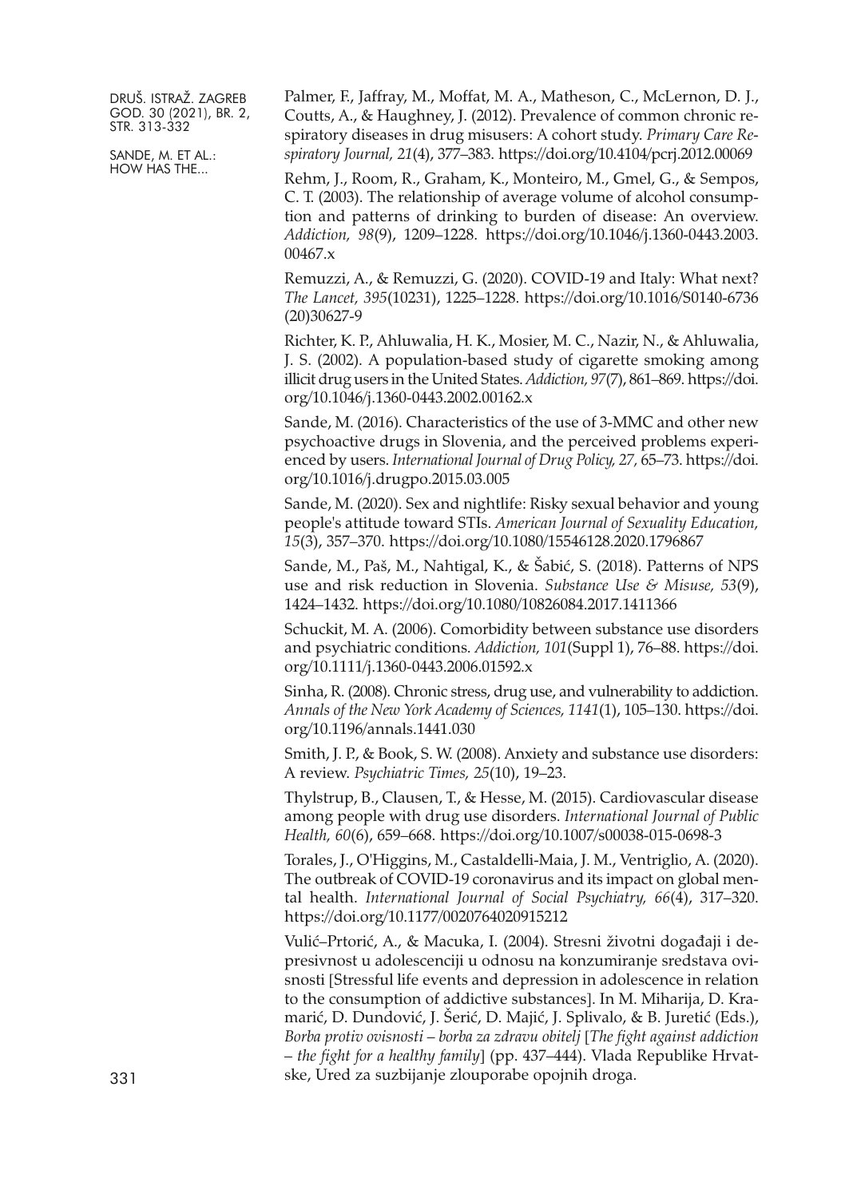Palmer, F., Jaffray, M., Moffat, M. A., Matheson, C., McLernon, D. J., Coutts, A., & Haughney, J. (2012). Prevalence of common chronic respiratory diseases in drug misusers: A cohort study. *Primary Care Respiratory Journal, 21*(4), 377–383. https://doi.org/10.4104/pcrj.2012.00069

Rehm, J., Room, R., Graham, K., Monteiro, M., Gmel, G., & Sempos, C. T. (2003). The relationship of average volume of alcohol consumption and patterns of drinking to burden of disease: An overview. *Addiction, 98*(9), 1209–1228. https://doi.org/10.1046/j.1360-0443.2003.00467.x

Remuzzi, A., & Remuzzi, G. (2020). COVID-19 and Italy: What next? *The Lancet, 395*(10231), 1225–1228. https://doi.org/10.1016/S0140-6736(20)30627-9

Richter, K. P., Ahluwalia, H. K., Mosier, M. C., Nazir, N., & Ahluwalia, J. S. (2002). A population-based study of cigarette smoking among illicit drug users in the United States. *Addiction, 97*(7), 861–869. https://doi.org/10.1046/j.1360-0443.2002.00162.x

Sande, M. (2016). Characteristics of the use of 3-MMC and other new psychoactive drugs in Slovenia, and the perceived problems experienced by users. *International Journal of Drug Policy, 27*, 65–73. https://doi.org/10.1016/j.drugpo.2015.03.005

Sande, M. (2020). Sex and nightlife: Risky sexual behavior and young people's attitude toward STIs. *American Journal of Sexuality Education, 15*(3), 357–370. https://doi.org/10.1080/15546128.2020.1796867

Sande, M., Paš, M., Nahtigal, K., & Šabić, S. (2018). Patterns of NPS use and risk reduction in Slovenia. *Substance Use & Misuse, 53*(9), 1424–1432. https://doi.org/10.1080/10826084.2017.1411366

Schuckit, M. A. (2006). Comorbidity between substance use disorders and psychiatric conditions. *Addiction, 101*(Suppl 1), 76–88. https://doi.org/10.1111/j.1360-0443.2006.01592.x

Sinha, R. (2008). Chronic stress, drug use, and vulnerability to addiction. *Annals of the New York Academy of Sciences, 1141*(1), 105–130. https://doi.org/10.1196/annals.1441.030

Smith, J. P., & Book, S. W. (2008). Anxiety and substance use disorders: A review. *Psychiatric Times, 25*(10), 19–23.

Thylstrup, B., Clausen, T., & Hesse, M. (2015). Cardiovascular disease among people with drug use disorders. *International Journal of Public Health, 60*(6), 659–668. https://doi.org/10.1007/s00038-015-0698-3

Torales, J., O'Higgins, M., Castaldelli-Maia, J. M., Ventriglio, A. (2020). The outbreak of COVID-19 coronavirus and its impact on global mental health. *International Journal of Social Psychiatry, 66*(4), 317–320. https://doi.org/10.1177/0020764020915212

Vulić–Prtorić, A., & Macuka, I. (2004). Stresni životni događaji i depresivnost u adolescenciji u odnosu na konzumiranje sredstava ovisnosti [Stressful life events and depression in adolescence in relation to the consumption of addictive substances]. In M. Miharija, D. Kramarić, D. Dundović, J. Šerić, D. Majić, J. Splivalo, & B. Juretić (Eds.), *Borba protiv ovisnosti – borba za zdravu obitelj* [*The fight against addiction – the fight for a healthy family*] (pp. 437–444). Vlada Republike Hrvatske, Ured za suzbijanje zlouporabe opojnih droga.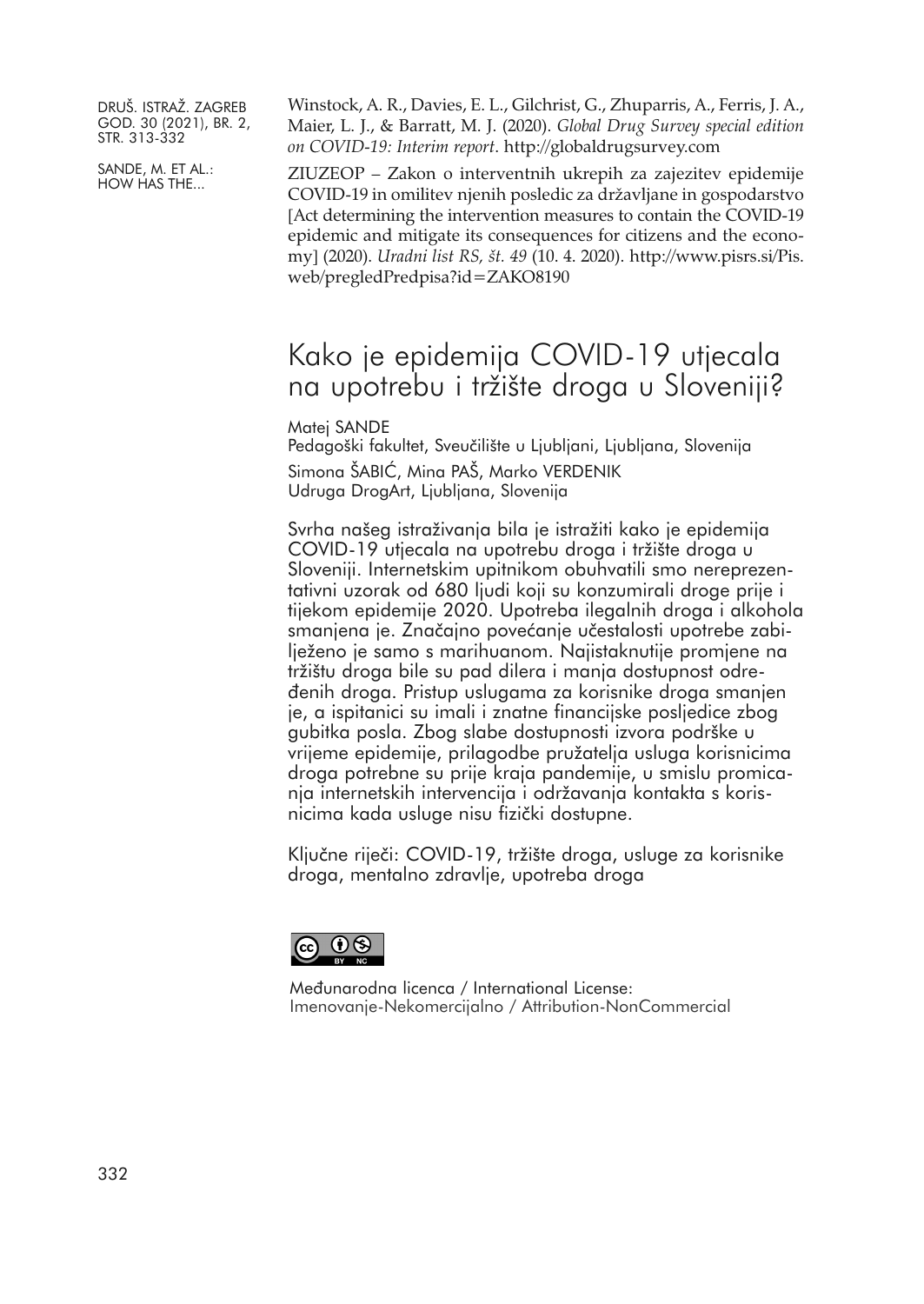Winstock, A. R., Davies, E. L., Gilchrist, G., Zhuparris, A., Ferris, J. A., Maier, L. J., & Barratt, M. J. (2020). *Global Drug Survey special edition on COVID-19: Interim report*. http://globaldrugsurvey.com

ZIUZEOP – Zakon o interventnih ukrepih za zajezitev epidemije COVID-19 in omilitev njenih posledic za državljane in gospodarstvo [Act determining the intervention measures to contain the COVID-19 epidemic and mitigate its consequences for citizens and the economy] (2020). *Uradni list RS, št. 49* (10. 4. 2020). http://www.pisrs.si/Pis.web/pregledPredpisa?id=ZAKO8190

# Kako je epidemija COVID-19 utjecala na upotrebu i tržište droga u Sloveniji?

Matej SANDE
Pedagoški fakultet, Sveučilište u Ljubljani, Ljubljana, Slovenija

Simona ŠABIĆ, Mina PAŠ, Marko VERDENIK
Udruga DrogArt, Ljubljana, Slovenija

Svrha našeg istraživanja bila je istražiti kako je epidemija COVID-19 utjecala na upotrebu droga i tržište droga u Sloveniji. Internetskim upitnikom obuhvatili smo nereprezentativni uzorak od 680 ljudi koji su konzumirali droge prije i tijekom epidemije 2020. Upotreba ilegalnih droga i alkohola smanjena je. Značajno povećanje učestalosti upotrebe zabilježeno je samo s marihuanom. Najistaknutije promjene na tržištu droga bile su pad dilera i manja dostupnost određenih droga. Pristup uslugama za korisnike droga smanjen je, a ispitanici su imali i znatne financijske posljedice zbog gubitka posla. Zbog slabe dostupnosti izvora podrške u vrijeme epidemije, prilagodbe pružatelja usluga korisnicima droga potrebne su prije kraja pandemije, u smislu promicanja internetskih intervencija i održavanja kontakta s korisnicima kada usluge nisu fizički dostupne.

Ključne riječi: COVID-19, tržište droga, usluge za korisnike droga, mentalno zdravlje, upotreba droga

Međunarodna licenca / International License:
Imenovanje-Nekomercijalno / Attribution-NonCommercial